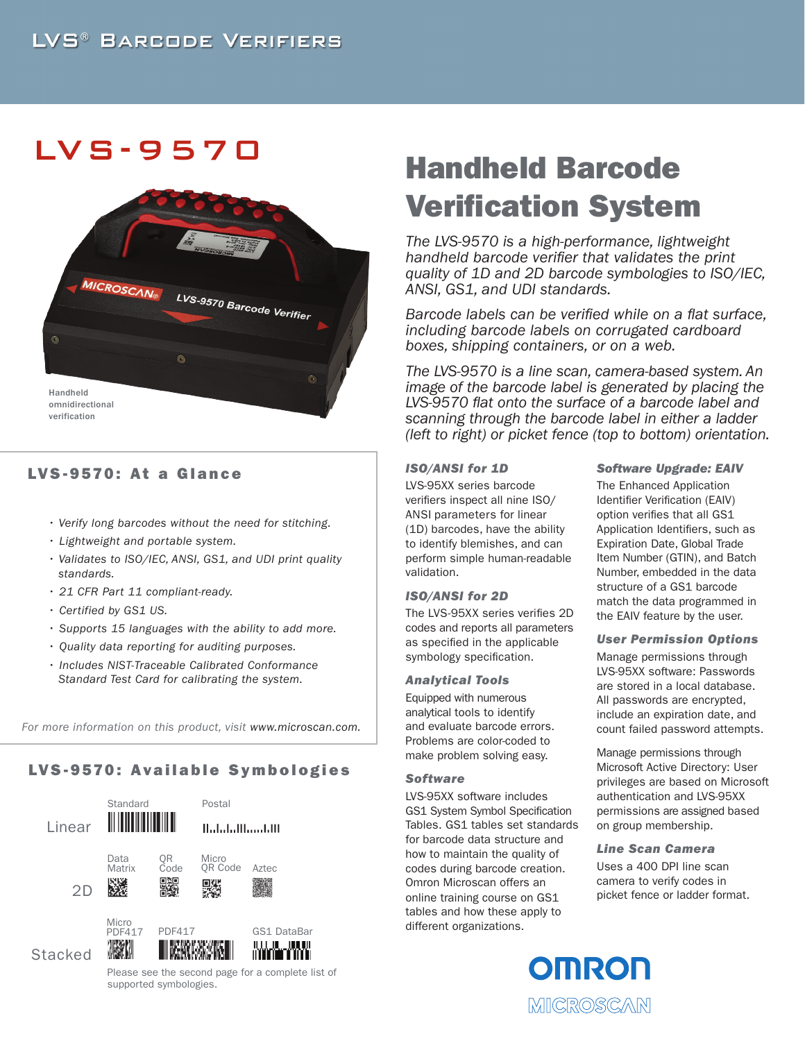# LVS® Barcode Verifiers

# LVS-9570

Handheld omnidirectional verification

## Handheld Barcode Verification System

*The LVS-9570 is a high-performance, lightweight handheld barcode verifier that validates the print quality of 1D and 2D barcode symbologies to ISO/IEC, ANSI, GS1, and UDI standards.*

*Barcode labels can be verified while on a flat surface, including barcode labels on corrugated cardboard boxes, shipping containers, or on a web.*

*The LVS-9570 is a line scan, camera-based system. An image of the barcode label is generated by placing the LVS-9570 flat onto the surface of a barcode label and scanning through the barcode label in either a ladder (left to right) or picket fence (top to bottom) orientation.*

### LVS-9570: At a Glance

- *Verify long barcodes without the need for stitching.*
- *Lightweight and portable system.*
- *Validates to ISO/IEC, ANSI, GS1, and UDI print quality standards.*
- *21 CFR Part 11 compliant-ready.*
- *Certified by GS1 US.*
- *Supports 15 languages with the ability to add more.*
- *Quality data reporting for auditing purposes.*
- *Includes NIST-Traceable Calibrated Conformance Standard Test Card for calibrating the system.*

*For more information on this product, visit* www.microscan.com.

### LVS-9570: Available Symbologies

**Linear:** Standard, Postal

**2D:** Data Matrix, QR Code, Micro QR Code, Aztec

**Stacked:** Micro PDF417, PDF417, GS1 DataBar

Please see the second page for a complete list of supported symbologies.

### ISO/ANSI for 1D

LVS-95XX series barcode verifiers inspect all nine ISO/ ANSI parameters for linear (1D) barcodes, have the ability to identify blemishes, and can perform simple human-readable validation.

### ISO/ANSI for 2D

The LVS-95XX series verifies 2D codes and reports all parameters as specified in the applicable symbology specification.

### Analytical Tools

Equipped with numerous analytical tools to identify and evaluate barcode errors. Problems are color-coded to make problem solving easy.

### Software

LVS-95XX software includes GS1 System Symbol Specification Tables. GS1 tables set standards for barcode data structure and how to maintain the quality of codes during barcode creation. Omron Microscan offers an online training course on GS1 tables and how these apply to different organizations.

### Software Upgrade: EAIV

The Enhanced Application Identifier Verification (EAIV) option verifies that all GS1 Application Identifiers, such as Expiration Date, Global Trade Item Number (GTIN), and Batch Number, embedded in the data structure of a GS1 barcode match the data programmed in the EAIV feature by the user.

### User Permission Options

Manage permissions through LVS-95XX software: Passwords are stored in a local database. All passwords are encrypted, include an expiration date, and count failed password attempts.

Manage permissions through Microsoft Active Directory: User privileges are based on Microsoft authentication and LVS-95XX permissions are assigned based on group membership.

### Line Scan Camera

Uses a 400 DPI line scan camera to verify codes in picket fence or ladder format.

OMRON MICROSCAN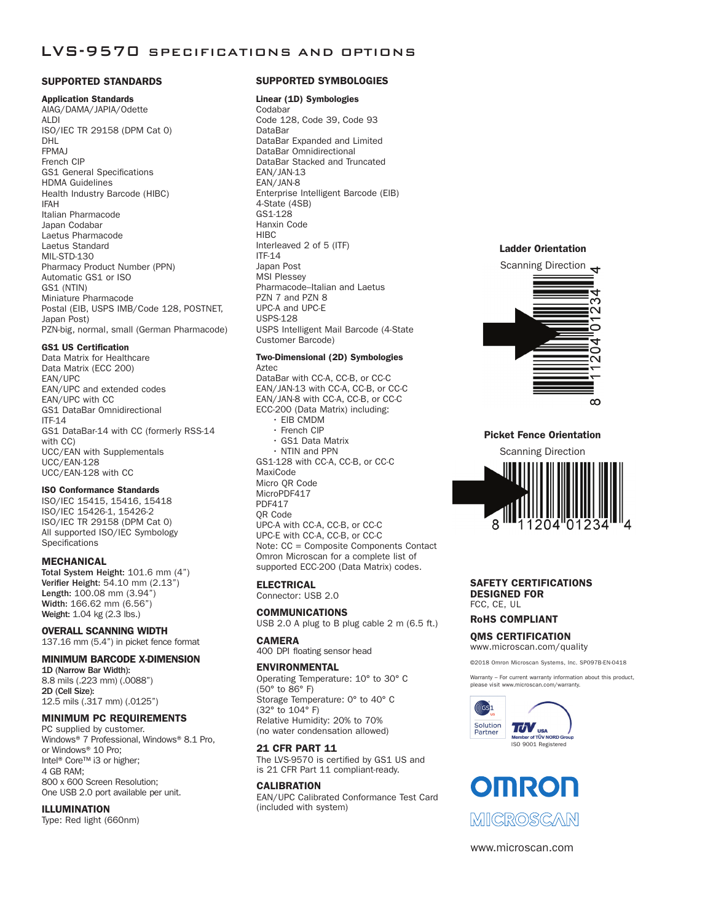# LVS-9570 SPECIFICATIONS AND OPTIONS

## SUPPORTED STANDARDS

### Application Standards

AIAG/DAMA/JAPIA/Odette
ALDI
ISO/IEC TR 29158 (DPM Cat 0)
DHL
FPMAJ
French CIP
GS1 General Specifications
HDMA Guidelines
Health Industry Barcode (HIBC)
IFAH
Italian Pharmacode
Japan Codabar
Laetus Pharmacode
Laetus Standard
MIL-STD-130
Pharmacy Product Number (PPN)
Automatic GS1 or ISO
GS1 (NTIN)
Miniature Pharmacode
Postal (EIB, USPS IMB/Code 128, POSTNET, Japan Post)
PZN-big, normal, small (German Pharmacode)

### GS1 US Certification

Data Matrix for Healthcare
Data Matrix (ECC 200)
EAN/UPC
EAN/UPC and extended codes
EAN/UPC with CC
GS1 DataBar Omnidirectional
ITF-14
GS1 DataBar-14 with CC (formerly RSS-14 with CC)
UCC/EAN with Supplementals
UCC/EAN-128
UCC/EAN-128 with CC

### ISO Conformance Standards

ISO/IEC 15415, 15416, 15418
ISO/IEC 15426-1, 15426-2
ISO/IEC TR 29158 (DPM Cat 0)
All supported ISO/IEC Symbology Specifications

## MECHANICAL

**Total System Height:** 101.6 mm (4”)
**Verifier Height:** 54.10 mm (2.13”)
**Length:** 100.08 mm (3.94”)
**Width:** 166.62 mm (6.56”)
**Weight:** 1.04 kg (2.3 lbs.)

## OVERALL SCANNING WIDTH

137.16 mm (5.4”) in picket fence format

## MINIMUM BARCODE X-DIMENSION

**1D (Narrow Bar Width):**
8.8 mils (.223 mm) (.0088”)
**2D (Cell Size):**
12.5 mils (.317 mm) (.0125”)

## MINIMUM PC REQUIREMENTS

PC supplied by customer.
Windows® 7 Professional, Windows® 8.1 Pro, or Windows® 10 Pro;
Intel® Core™ i3 or higher;
4 GB RAM;
800 x 600 Screen Resolution;
One USB 2.0 port available per unit.

## ILLUMINATION

Type: Red light (660nm)

## SUPPORTED SYMBOLOGIES

### Linear (1D) Symbologies

Codabar
Code 128, Code 39, Code 93
DataBar
DataBar Expanded and Limited
DataBar Omnidirectional
DataBar Stacked and Truncated
EAN/JAN-13
EAN/JAN-8
Enterprise Intelligent Barcode (EIB)
4-State (4SB)
GS1-128
Hanxin Code
HIBC
Interleaved 2 of 5 (ITF)
ITF-14
Japan Post
MSI Plessey
Pharmacode–Italian and Laetus
PZN 7 and PZN 8
UPC-A and UPC-E
USPS-128
USPS Intelligent Mail Barcode (4-State Customer Barcode)

### Two-Dimensional (2D) Symbologies

Aztec
DataBar with CC-A, CC-B, or CC-C
EAN/JAN-13 with CC-A, CC-B, or CC-C
EAN/JAN-8 with CC-A, CC-B, or CC-C
ECC-200 (Data Matrix) including:
- EIB CMDM
- French CIP
- GS1 Data Matrix
- NTIN and PPN

GS1-128 with CC-A, CC-B, or CC-C
MaxiCode
Micro QR Code
MicroPDF417
PDF417
QR Code
UPC-A with CC-A, CC-B, or CC-C
UPC-E with CC-A, CC-B, or CC-C
Note: CC = Composite Components Contact Omron Microscan for a complete list of supported ECC-200 (Data Matrix) codes.

## ELECTRICAL

Connector: USB 2.0

## COMMUNICATIONS

USB 2.0 A plug to B plug cable 2 m (6.5 ft.)

## CAMERA

400 DPI floating sensor head

## ENVIRONMENTAL

Operating Temperature: 10° to 30° C (50° to 86° F)
Storage Temperature: 0° to 40° C (32° to 104° F)
Relative Humidity: 20% to 70% (no water condensation allowed)

## 21 CFR PART 11

The LVS-9570 is certified by GS1 US and is 21 CFR Part 11 compliant-ready.

## CALIBRATION

EAN/UPC Calibrated Conformance Test Card (included with system)

**Ladder Orientation**

Scanning Direction

8 11204 01234 4

**Picket Fence Orientation**

Scanning Direction

8 11204 01234 4

## SAFETY CERTIFICATIONS DESIGNED FOR

FCC, CE, UL

## RoHS COMPLIANT

## QMS CERTIFICATION

www.microscan.com/quality

©2018 Omron Microscan Systems, Inc. SP097B-EN-0418

Warranty – For current warranty information about this product, please visit www.microscan.com/warranty.

GS1 US Solution Partner

TÜV USA Member of TÜV NORD Group ISO 9001 Registered

OMRON MICROSCAN

www.microscan.com